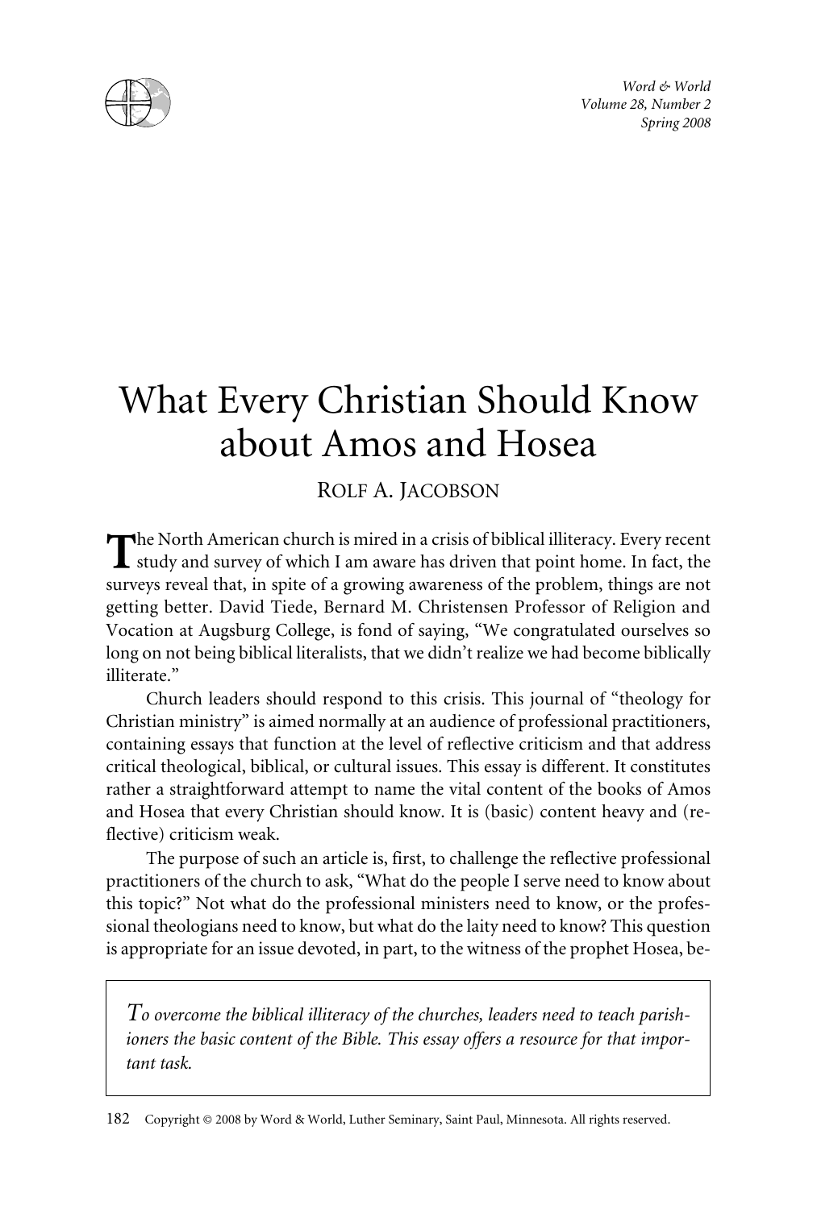# What Every Christian Should Know about Amos and Hosea

ROLF A. JACOBSON

The North American church is mired in a crisis of biblical illiteracy. Every recent study and survey of which I am aware has driven that point home. In fact, the surveys reveal that, in spite of a growing awareness of the problem, things are not getting better. David Tiede, Bernard M. Christensen Professor of Religion and Vocation at Augsburg College, is fond of saying, "We congratulated ourselves so long on not being biblical literalists, that we didn't realize we had become biblically illiterate."

Church leaders should respond to this crisis. This journal of "theology for Christian ministry" is aimed normally at an audience of professional practitioners, containing essays that function at the level of reflective criticism and that address critical theological, biblical, or cultural issues. This essay is different. It constitutes rather a straightforward attempt to name the vital content of the books of Amos and Hosea that every Christian should know. It is (basic) content heavy and (reflective) criticism weak.

The purpose of such an article is, first, to challenge the reflective professional practitioners of the church to ask, "What do the people I serve need to know about this topic?" Not what do the professional ministers need to know, or the professional theologians need to know, but what do the laity need to know? This question is appropriate for an issue devoted, in part, to the witness of the prophet Hosea, be-

*To overcome the biblical illiteracy of the churches, leaders need to teach parishioners the basic content of the Bible. This essay offers a resource for that important task.*

Copyright © 2008 by Word & World, Luther Seminary, Saint Paul, Minnesota. All rights reserved.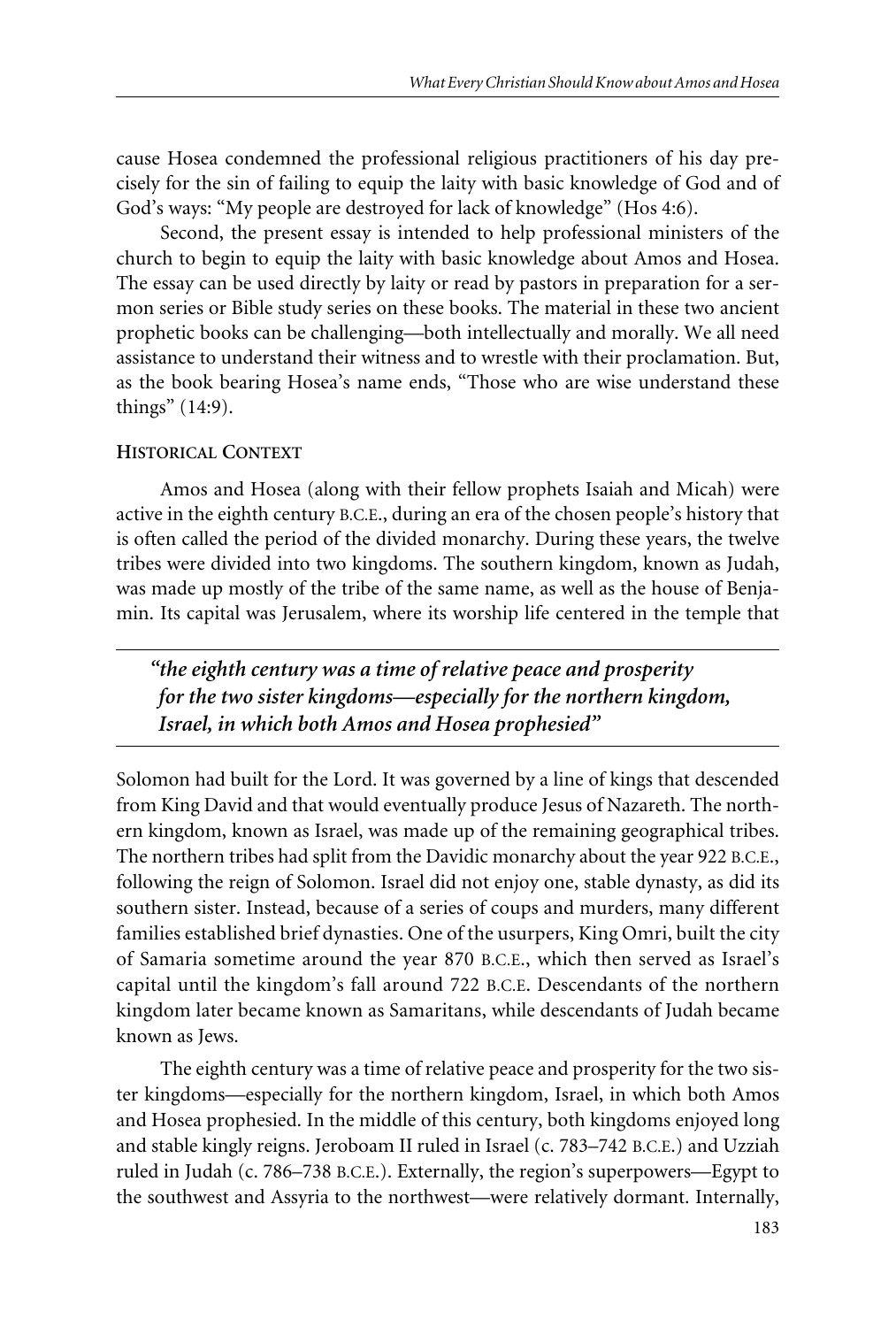cause Hosea condemned the professional religious practitioners of his day precisely for the sin of failing to equip the laity with basic knowledge of God and of God's ways: "My people are destroyed for lack of knowledge" (Hos 4:6).

Second, the present essay is intended to help professional ministers of the church to begin to equip the laity with basic knowledge about Amos and Hosea. The essay can be used directly by laity or read by pastors in preparation for a sermon series or Bible study series on these books. The material in these two ancient prophetic books can be challenging—both intellectually and morally. We all need assistance to understand their witness and to wrestle with their proclamation. But, as the book bearing Hosea's name ends, "Those who are wise understand these things" (14:9).

## Historical Context

Amos and Hosea (along with their fellow prophets Isaiah and Micah) were active in the eighth century B.C.E., during an era of the chosen people's history that is often called the period of the divided monarchy. During these years, the twelve tribes were divided into two kingdoms. The southern kingdom, known as Judah, was made up mostly of the tribe of the same name, as well as the house of Benjamin. Its capital was Jerusalem, where its worship life centered in the temple that Solomon had built for the Lord. It was governed by a line of kings that descended from King David and that would eventually produce Jesus of Nazareth. The northern kingdom, known as Israel, was made up of the remaining geographical tribes. The northern tribes had split from the Davidic monarchy about the year 922 B.C.E., following the reign of Solomon. Israel did not enjoy one, stable dynasty, as did its southern sister. Instead, because of a series of coups and murders, many different families established brief dynasties. One of the usurpers, King Omri, built the city of Samaria sometime around the year 870 B.C.E., which then served as Israel's capital until the kingdom's fall around 722 B.C.E. Descendants of the northern kingdom later became known as Samaritans, while descendants of Judah became known as Jews.

> *"the eighth century was a time of relative peace and prosperity for the two sister kingdoms—especially for the northern kingdom, Israel, in which both Amos and Hosea prophesied"*

The eighth century was a time of relative peace and prosperity for the two sister kingdoms—especially for the northern kingdom, Israel, in which both Amos and Hosea prophesied. In the middle of this century, both kingdoms enjoyed long and stable kingly reigns. Jeroboam II ruled in Israel (c. 783–742 B.C.E.) and Uzziah ruled in Judah (c. 786–738 B.C.E.). Externally, the region's superpowers—Egypt to the southwest and Assyria to the northwest—were relatively dormant. Internally,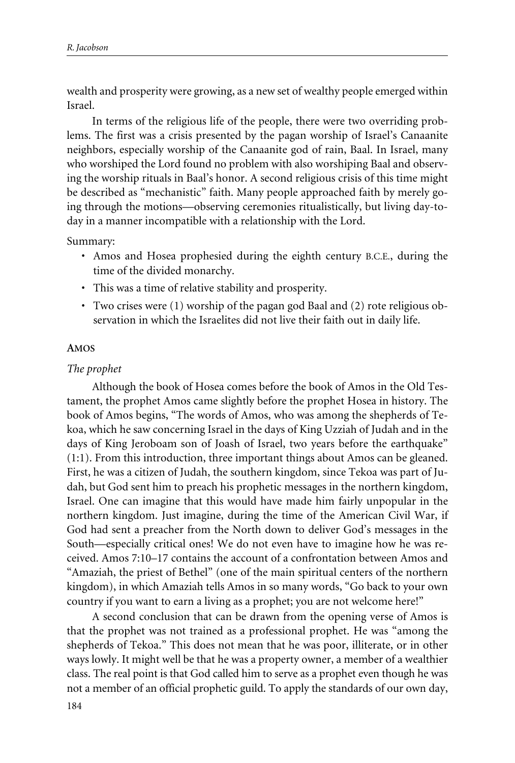wealth and prosperity were growing, as a new set of wealthy people emerged within Israel.

In terms of the religious life of the people, there were two overriding problems. The first was a crisis presented by the pagan worship of Israel's Canaanite neighbors, especially worship of the Canaanite god of rain, Baal. In Israel, many who worshiped the Lord found no problem with also worshiping Baal and observing the worship rituals in Baal's honor. A second religious crisis of this time might be described as "mechanistic" faith. Many people approached faith by merely going through the motions—observing ceremonies ritualistically, but living day-to-day in a manner incompatible with a relationship with the Lord.

Summary:

- Amos and Hosea prophesied during the eighth century B.C.E., during the time of the divided monarchy.
- This was a time of relative stability and prosperity.
- Two crises were (1) worship of the pagan god Baal and (2) rote religious observation in which the Israelites did not live their faith out in daily life.

## Amos

### *The prophet*

Although the book of Hosea comes before the book of Amos in the Old Testament, the prophet Amos came slightly before the prophet Hosea in history. The book of Amos begins, "The words of Amos, who was among the shepherds of Tekoa, which he saw concerning Israel in the days of King Uzziah of Judah and in the days of King Jeroboam son of Joash of Israel, two years before the earthquake" (1:1). From this introduction, three important things about Amos can be gleaned. First, he was a citizen of Judah, the southern kingdom, since Tekoa was part of Judah, but God sent him to preach his prophetic messages in the northern kingdom, Israel. One can imagine that this would have made him fairly unpopular in the northern kingdom. Just imagine, during the time of the American Civil War, if God had sent a preacher from the North down to deliver God's messages in the South—especially critical ones! We do not even have to imagine how he was received. Amos 7:10–17 contains the account of a confrontation between Amos and "Amaziah, the priest of Bethel" (one of the main spiritual centers of the northern kingdom), in which Amaziah tells Amos in so many words, "Go back to your own country if you want to earn a living as a prophet; you are not welcome here!"

A second conclusion that can be drawn from the opening verse of Amos is that the prophet was not trained as a professional prophet. He was "among the shepherds of Tekoa." This does not mean that he was poor, illiterate, or in other ways lowly. It might well be that he was a property owner, a member of a wealthier class. The real point is that God called him to serve as a prophet even though he was not a member of an official prophetic guild. To apply the standards of our own day,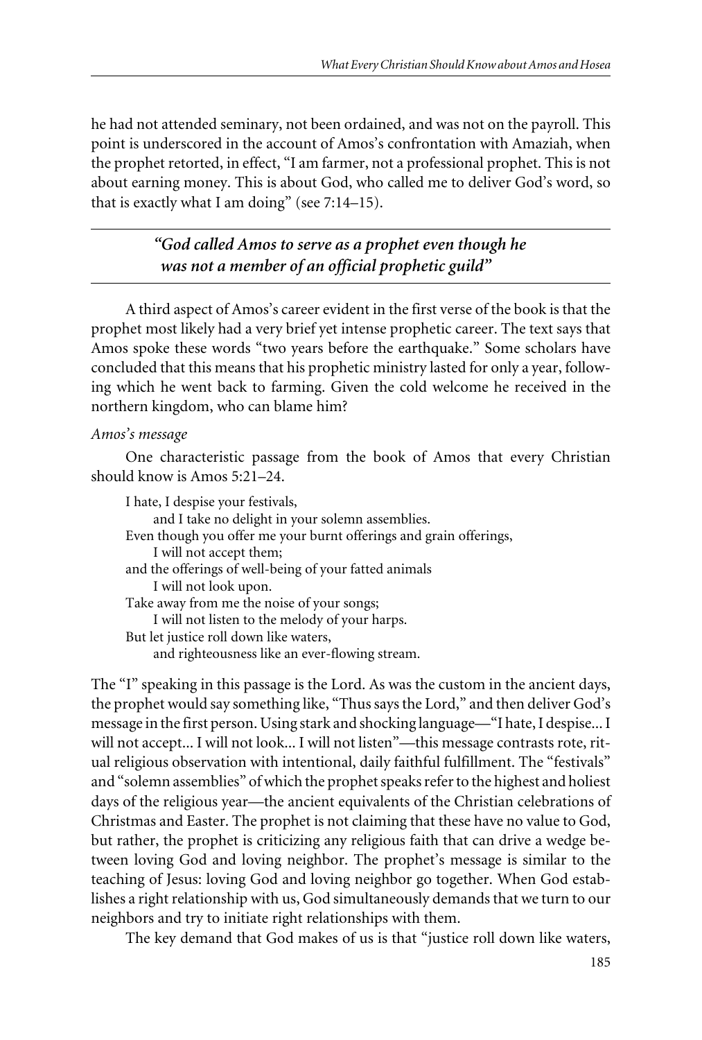he had not attended seminary, not been ordained, and was not on the payroll. This point is underscored in the account of Amos's confrontation with Amaziah, when the prophet retorted, in effect, "I am farmer, not a professional prophet. This is not about earning money. This is about God, who called me to deliver God's word, so that is exactly what I am doing" (see 7:14–15).

> ***"God called Amos to serve as a prophet even though he was not a member of an official prophetic guild"***

A third aspect of Amos's career evident in the first verse of the book is that the prophet most likely had a very brief yet intense prophetic career. The text says that Amos spoke these words "two years before the earthquake." Some scholars have concluded that this means that his prophetic ministry lasted for only a year, following which he went back to farming. Given the cold welcome he received in the northern kingdom, who can blame him?

*Amos's message*

One characteristic passage from the book of Amos that every Christian should know is Amos 5:21–24.

> I hate, I despise your festivals,
> and I take no delight in your solemn assemblies.
> Even though you offer me your burnt offerings and grain offerings,
> I will not accept them;
> and the offerings of well-being of your fatted animals
> I will not look upon.
> Take away from me the noise of your songs;
> I will not listen to the melody of your harps.
> But let justice roll down like waters,
> and righteousness like an ever-flowing stream.

The "I" speaking in this passage is the Lord. As was the custom in the ancient days, the prophet would say something like, "Thus says the Lord," and then deliver God's message in the first person. Using stark and shocking language—"I hate, I despise... I will not accept... I will not look... I will not listen"—this message contrasts rote, ritual religious observation with intentional, daily faithful fulfillment. The "festivals" and "solemn assemblies" of which the prophet speaks refer to the highest and holiest days of the religious year—the ancient equivalents of the Christian celebrations of Christmas and Easter. The prophet is not claiming that these have no value to God, but rather, the prophet is criticizing any religious faith that can drive a wedge between loving God and loving neighbor. The prophet's message is similar to the teaching of Jesus: loving God and loving neighbor go together. When God establishes a right relationship with us, God simultaneously demands that we turn to our neighbors and try to initiate right relationships with them.

The key demand that God makes of us is that "justice roll down like waters,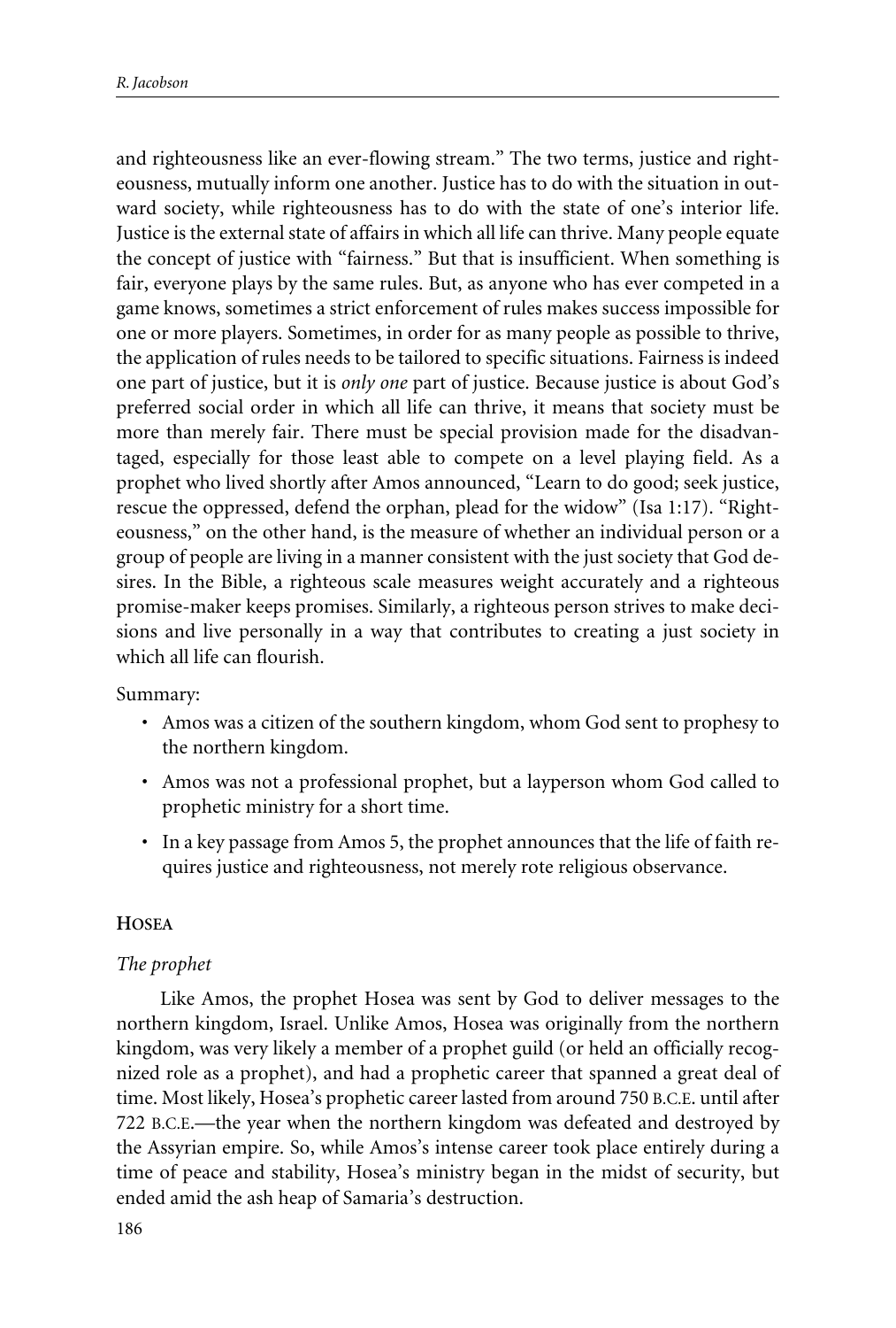and righteousness like an ever-flowing stream." The two terms, justice and righteousness, mutually inform one another. Justice has to do with the situation in outward society, while righteousness has to do with the state of one's interior life. Justice is the external state of affairs in which all life can thrive. Many people equate the concept of justice with "fairness." But that is insufficient. When something is fair, everyone plays by the same rules. But, as anyone who has ever competed in a game knows, sometimes a strict enforcement of rules makes success impossible for one or more players. Sometimes, in order for as many people as possible to thrive, the application of rules needs to be tailored to specific situations. Fairness is indeed one part of justice, but it is *only one* part of justice. Because justice is about God's preferred social order in which all life can thrive, it means that society must be more than merely fair. There must be special provision made for the disadvantaged, especially for those least able to compete on a level playing field. As a prophet who lived shortly after Amos announced, "Learn to do good; seek justice, rescue the oppressed, defend the orphan, plead for the widow" (Isa 1:17). "Righteousness," on the other hand, is the measure of whether an individual person or a group of people are living in a manner consistent with the just society that God desires. In the Bible, a righteous scale measures weight accurately and a righteous promise-maker keeps promises. Similarly, a righteous person strives to make decisions and live personally in a way that contributes to creating a just society in which all life can flourish.

Summary:

- Amos was a citizen of the southern kingdom, whom God sent to prophesy to the northern kingdom.
- Amos was not a professional prophet, but a layperson whom God called to prophetic ministry for a short time.
- In a key passage from Amos 5, the prophet announces that the life of faith requires justice and righteousness, not merely rote religious observance.

## Hosea

### *The prophet*

Like Amos, the prophet Hosea was sent by God to deliver messages to the northern kingdom, Israel. Unlike Amos, Hosea was originally from the northern kingdom, was very likely a member of a prophet guild (or held an officially recognized role as a prophet), and had a prophetic career that spanned a great deal of time. Most likely, Hosea's prophetic career lasted from around 750 B.C.E. until after 722 B.C.E.—the year when the northern kingdom was defeated and destroyed by the Assyrian empire. So, while Amos's intense career took place entirely during a time of peace and stability, Hosea's ministry began in the midst of security, but ended amid the ash heap of Samaria's destruction.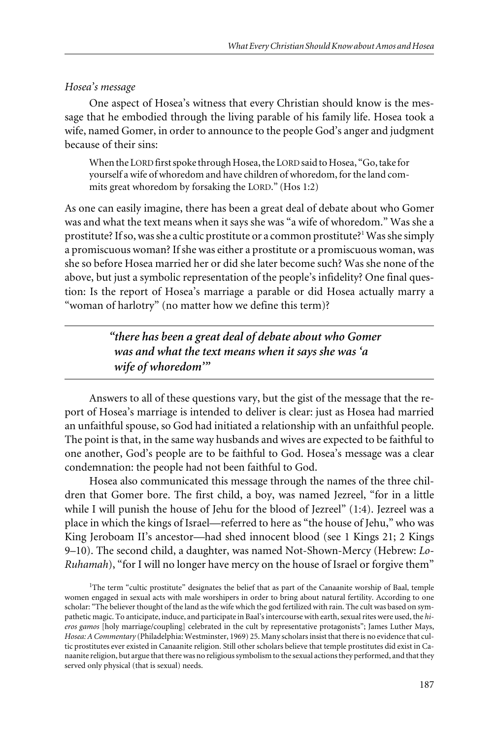*Hosea's message*

One aspect of Hosea's witness that every Christian should know is the message that he embodied through the living parable of his family life. Hosea took a wife, named Gomer, in order to announce to the people God's anger and judgment because of their sins:

> When the LORD first spoke through Hosea, the LORD said to Hosea, "Go, take for yourself a wife of whoredom and have children of whoredom, for the land commits great whoredom by forsaking the LORD." (Hos 1:2)

As one can easily imagine, there has been a great deal of debate about who Gomer was and what the text means when it says she was "a wife of whoredom." Was she a prostitute? If so, was she a cultic prostitute or a common prostitute?[1] Was she simply a promiscuous woman? If she was either a prostitute or a promiscuous woman, was she so before Hosea married her or did she later become such? Was she none of the above, but just a symbolic representation of the people's infidelity? One final question: Is the report of Hosea's marriage a parable or did Hosea actually marry a "woman of harlotry" (no matter how we define this term)?

> ***"there has been a great deal of debate about who Gomer was and what the text means when it says she was 'a wife of whoredom'"***

Answers to all of these questions vary, but the gist of the message that the report of Hosea's marriage is intended to deliver is clear: just as Hosea had married an unfaithful spouse, so God had initiated a relationship with an unfaithful people. The point is that, in the same way husbands and wives are expected to be faithful to one another, God's people are to be faithful to God. Hosea's message was a clear condemnation: the people had not been faithful to God.

Hosea also communicated this message through the names of the three children that Gomer bore. The first child, a boy, was named Jezreel, "for in a little while I will punish the house of Jehu for the blood of Jezreel" (1:4). Jezreel was a place in which the kings of Israel—referred to here as "the house of Jehu," who was King Jeroboam II's ancestor—had shed innocent blood (see 1 Kings 21; 2 Kings 9–10). The second child, a daughter, was named Not-Shown-Mercy (Hebrew: *Lo-Ruhamah*), "for I will no longer have mercy on the house of Israel or forgive them"

[1] The term "cultic prostitute" designates the belief that as part of the Canaanite worship of Baal, temple women engaged in sexual acts with male worshipers in order to bring about natural fertility. According to one scholar: "The believer thought of the land as the wife which the god fertilized with rain. The cult was based on sympathetic magic. To anticipate, induce, and participate in Baal's intercourse with earth, sexual rites were used, the *hieros gamos* [holy marriage/coupling] celebrated in the cult by representative protagonists"; James Luther Mays, *Hosea: A Commentary* (Philadelphia: Westminster, 1969) 25. Many scholars insist that there is no evidence that cultic prostitutes ever existed in Canaanite religion. Still other scholars believe that temple prostitutes did exist in Canaanite religion, but argue that there was no religious symbolism to the sexual actions they performed, and that they served only physical (that is sexual) needs.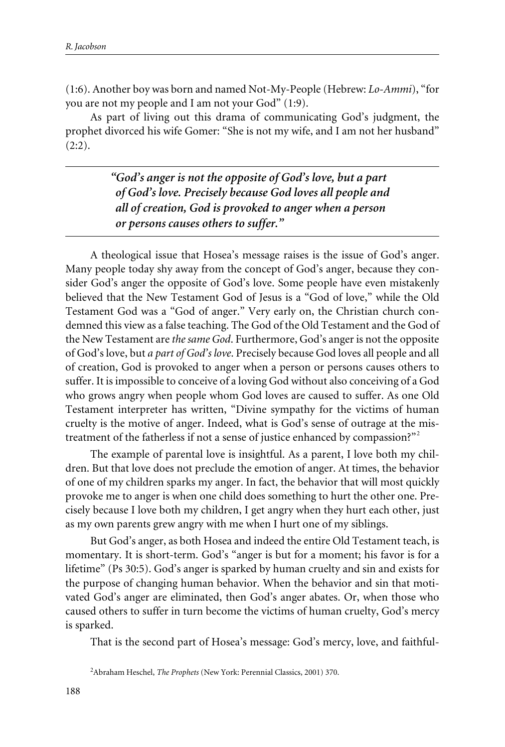(1:6). Another boy was born and named Not-My-People (Hebrew: *Lo-Ammi*), "for you are not my people and I am not your God" (1:9).

As part of living out this drama of communicating God's judgment, the prophet divorced his wife Gomer: "She is not my wife, and I am not her husband" (2:2).

> ***"God's anger is not the opposite of God's love, but a part of God's love. Precisely because God loves all people and all of creation, God is provoked to anger when a person or persons causes others to suffer."***

A theological issue that Hosea's message raises is the issue of God's anger. Many people today shy away from the concept of God's anger, because they consider God's anger the opposite of God's love. Some people have even mistakenly believed that the New Testament God of Jesus is a "God of love," while the Old Testament God was a "God of anger." Very early on, the Christian church condemned this view as a false teaching. The God of the Old Testament and the God of the New Testament are *the same God*. Furthermore, God's anger is not the opposite of God's love, but *a part of God's love*. Precisely because God loves all people and all of creation, God is provoked to anger when a person or persons causes others to suffer. It is impossible to conceive of a loving God without also conceiving of a God who grows angry when people whom God loves are caused to suffer. As one Old Testament interpreter has written, "Divine sympathy for the victims of human cruelty is the motive of anger. Indeed, what is God's sense of outrage at the mistreatment of the fatherless if not a sense of justice enhanced by compassion?"[2]

The example of parental love is insightful. As a parent, I love both my children. But that love does not preclude the emotion of anger. At times, the behavior of one of my children sparks my anger. In fact, the behavior that will most quickly provoke me to anger is when one child does something to hurt the other one. Precisely because I love both my children, I get angry when they hurt each other, just as my own parents grew angry with me when I hurt one of my siblings.

But God's anger, as both Hosea and indeed the entire Old Testament teach, is momentary. It is short-term. God's "anger is but for a moment; his favor is for a lifetime" (Ps 30:5). God's anger is sparked by human cruelty and sin and exists for the purpose of changing human behavior. When the behavior and sin that motivated God's anger are eliminated, then God's anger abates. Or, when those who caused others to suffer in turn become the victims of human cruelty, God's mercy is sparked.

That is the second part of Hosea's message: God's mercy, love, and faithful-

[2] Abraham Heschel, *The Prophets* (New York: Perennial Classics, 2001) 370.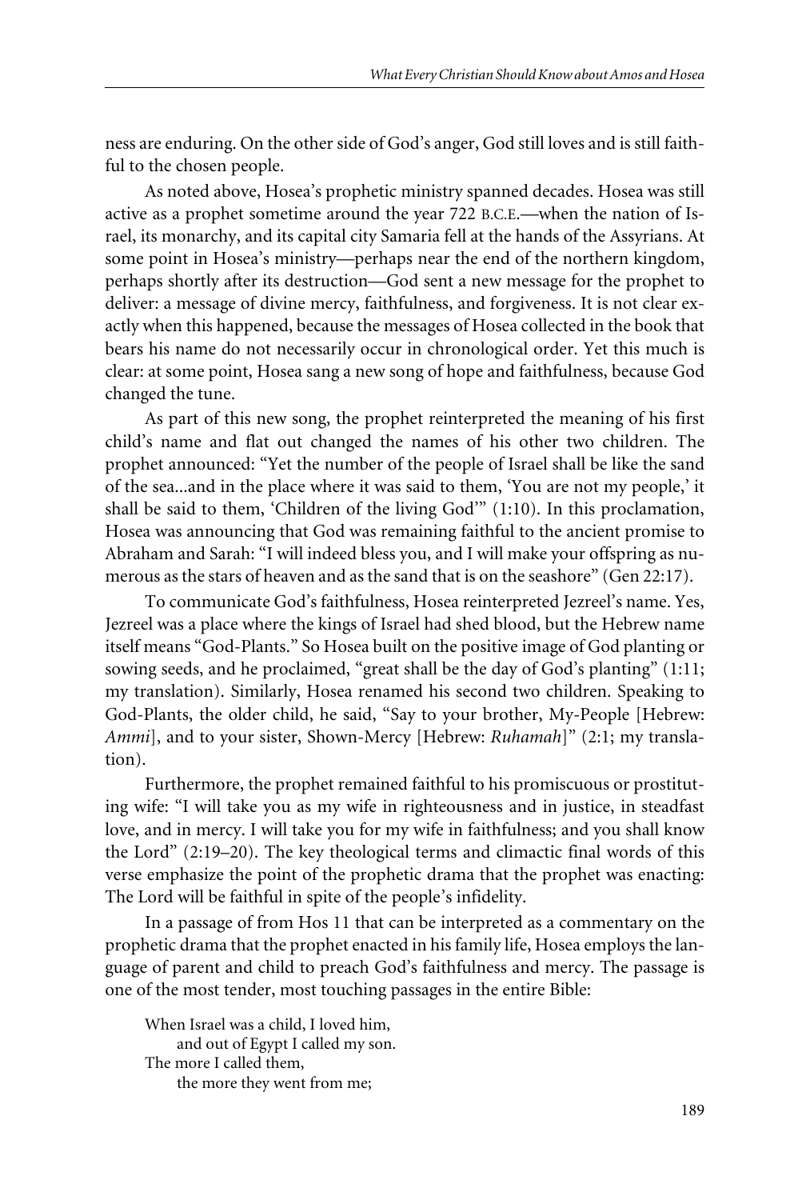ness are enduring. On the other side of God's anger, God still loves and is still faithful to the chosen people.

As noted above, Hosea's prophetic ministry spanned decades. Hosea was still active as a prophet sometime around the year 722 B.C.E.—when the nation of Israel, its monarchy, and its capital city Samaria fell at the hands of the Assyrians. At some point in Hosea's ministry—perhaps near the end of the northern kingdom, perhaps shortly after its destruction—God sent a new message for the prophet to deliver: a message of divine mercy, faithfulness, and forgiveness. It is not clear exactly when this happened, because the messages of Hosea collected in the book that bears his name do not necessarily occur in chronological order. Yet this much is clear: at some point, Hosea sang a new song of hope and faithfulness, because God changed the tune.

As part of this new song, the prophet reinterpreted the meaning of his first child's name and flat out changed the names of his other two children. The prophet announced: "Yet the number of the people of Israel shall be like the sand of the sea...and in the place where it was said to them, 'You are not my people,' it shall be said to them, 'Children of the living God'" (1:10). In this proclamation, Hosea was announcing that God was remaining faithful to the ancient promise to Abraham and Sarah: "I will indeed bless you, and I will make your offspring as numerous as the stars of heaven and as the sand that is on the seashore" (Gen 22:17).

To communicate God's faithfulness, Hosea reinterpreted Jezreel's name. Yes, Jezreel was a place where the kings of Israel had shed blood, but the Hebrew name itself means "God-Plants." So Hosea built on the positive image of God planting or sowing seeds, and he proclaimed, "great shall be the day of God's planting" (1:11; my translation). Similarly, Hosea renamed his second two children. Speaking to God-Plants, the older child, he said, "Say to your brother, My-People [Hebrew: *Ammi*], and to your sister, Shown-Mercy [Hebrew: *Ruhamah*]" (2:1; my translation).

Furthermore, the prophet remained faithful to his promiscuous or prostituting wife: "I will take you as my wife in righteousness and in justice, in steadfast love, and in mercy. I will take you for my wife in faithfulness; and you shall know the Lord" (2:19–20). The key theological terms and climactic final words of this verse emphasize the point of the prophetic drama that the prophet was enacting: The Lord will be faithful in spite of the people's infidelity.

In a passage of from Hos 11 that can be interpreted as a commentary on the prophetic drama that the prophet enacted in his family life, Hosea employs the language of parent and child to preach God's faithfulness and mercy. The passage is one of the most tender, most touching passages in the entire Bible:

> When Israel was a child, I loved him,
> &nbsp;&nbsp;&nbsp;&nbsp;and out of Egypt I called my son.
> The more I called them,
> &nbsp;&nbsp;&nbsp;&nbsp;the more they went from me;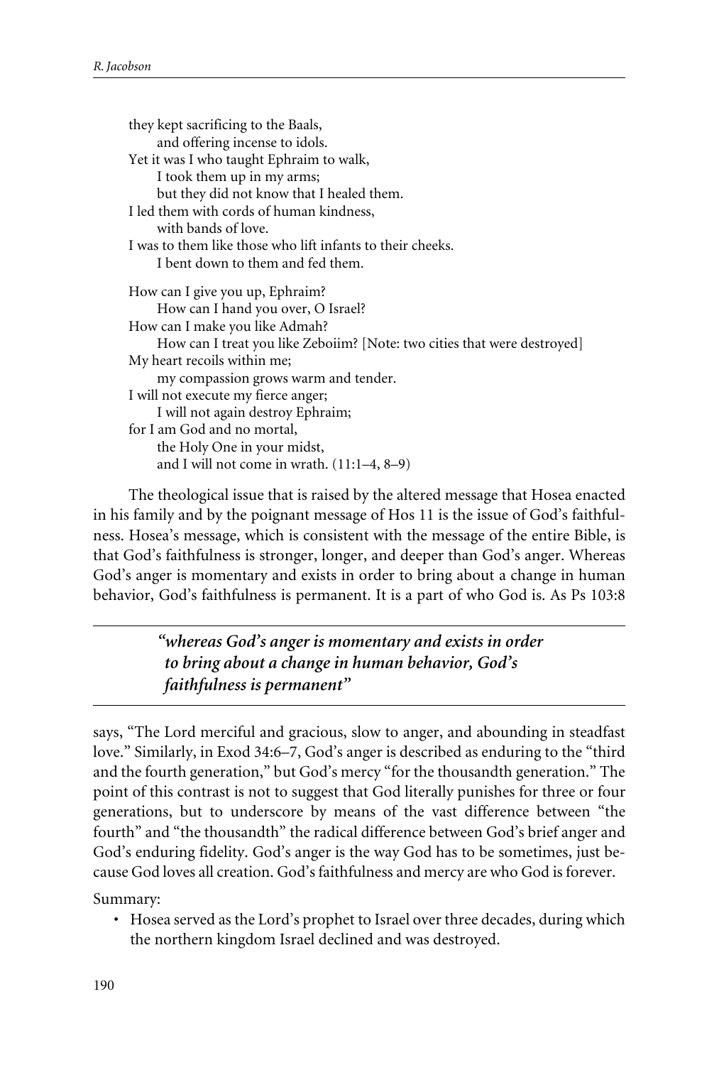> they kept sacrificing to the Baals,
> &nbsp;&nbsp;&nbsp;&nbsp;and offering incense to idols.
> Yet it was I who taught Ephraim to walk,
> &nbsp;&nbsp;&nbsp;&nbsp;I took them up in my arms;
> &nbsp;&nbsp;&nbsp;&nbsp;but they did not know that I healed them.
> I led them with cords of human kindness,
> &nbsp;&nbsp;&nbsp;&nbsp;with bands of love.
> I was to them like those who lift infants to their cheeks.
> &nbsp;&nbsp;&nbsp;&nbsp;I bent down to them and fed them.
>
> How can I give you up, Ephraim?
> &nbsp;&nbsp;&nbsp;&nbsp;How can I hand you over, O Israel?
> How can I make you like Admah?
> &nbsp;&nbsp;&nbsp;&nbsp;How can I treat you like Zeboiim? [Note: two cities that were destroyed]
> My heart recoils within me;
> &nbsp;&nbsp;&nbsp;&nbsp;my compassion grows warm and tender.
> I will not execute my fierce anger;
> &nbsp;&nbsp;&nbsp;&nbsp;I will not again destroy Ephraim;
> for I am God and no mortal,
> &nbsp;&nbsp;&nbsp;&nbsp;the Holy One in your midst,
> &nbsp;&nbsp;&nbsp;&nbsp;and I will not come in wrath. (11:1–4, 8–9)

The theological issue that is raised by the altered message that Hosea enacted in his family and by the poignant message of Hos 11 is the issue of God's faithfulness. Hosea's message, which is consistent with the message of the entire Bible, is that God's faithfulness is stronger, longer, and deeper than God's anger. Whereas God's anger is momentary and exists in order to bring about a change in human behavior, God's faithfulness is permanent. It is a part of who God is. As Ps 103:8 says, "The Lord merciful and gracious, slow to anger, and abounding in steadfast love." Similarly, in Exod 34:6–7, God's anger is described as enduring to the "third and the fourth generation," but God's mercy "for the thousandth generation." The point of this contrast is not to suggest that God literally punishes for three or four generations, but to underscore by means of the vast difference between "the fourth" and "the thousandth" the radical difference between God's brief anger and God's enduring fidelity. God's anger is the way God has to be sometimes, just because God loves all creation. God's faithfulness and mercy are who God is forever.

---

***"whereas God's anger is momentary and exists in order to bring about a change in human behavior, God's faithfulness is permanent"***

---

Summary:

- Hosea served as the Lord's prophet to Israel over three decades, during which the northern kingdom Israel declined and was destroyed.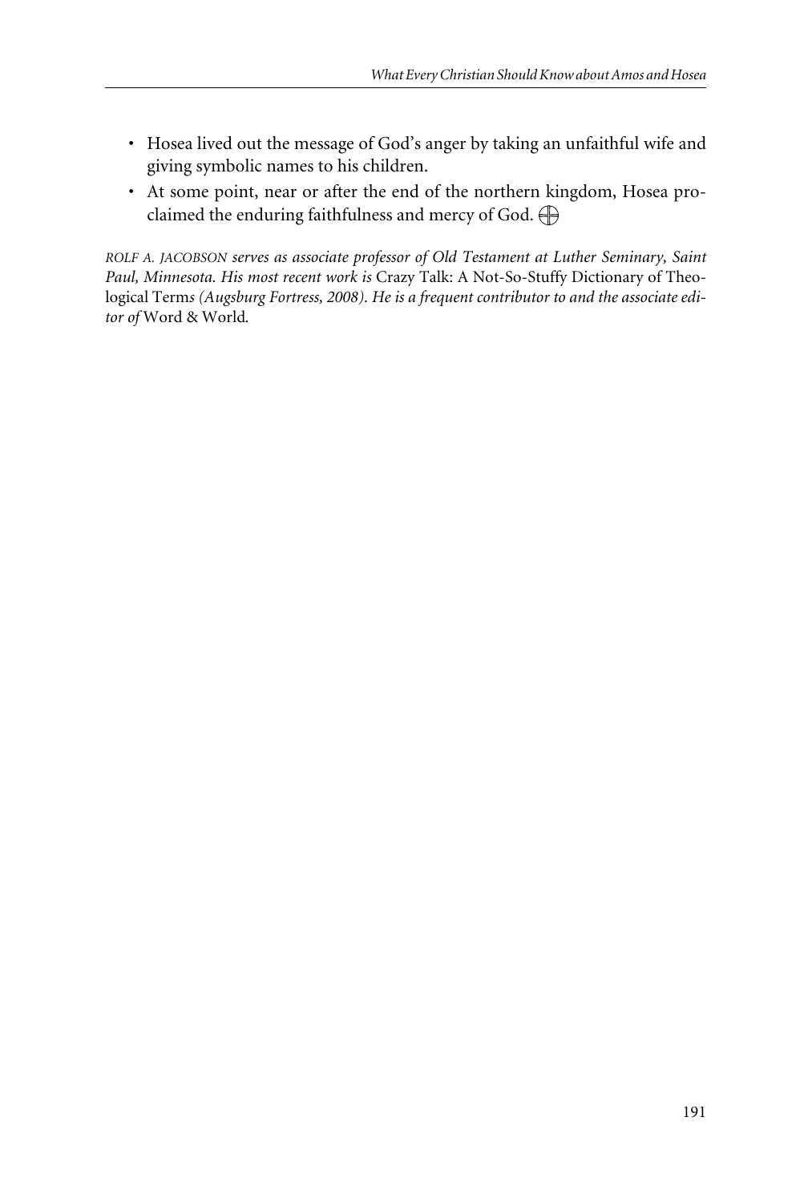- Hosea lived out the message of God's anger by taking an unfaithful wife and giving symbolic names to his children.
- At some point, near or after the end of the northern kingdom, Hosea proclaimed the enduring faithfulness and mercy of God. ⊕

*ROLF A. JACOBSON serves as associate professor of Old Testament at Luther Seminary, Saint Paul, Minnesota. His most recent work is* Crazy Talk: A Not-So-Stuffy Dictionary of Theological Terms *(Augsburg Fortress, 2008). He is a frequent contributor to and the associate editor of* Word & World*.*